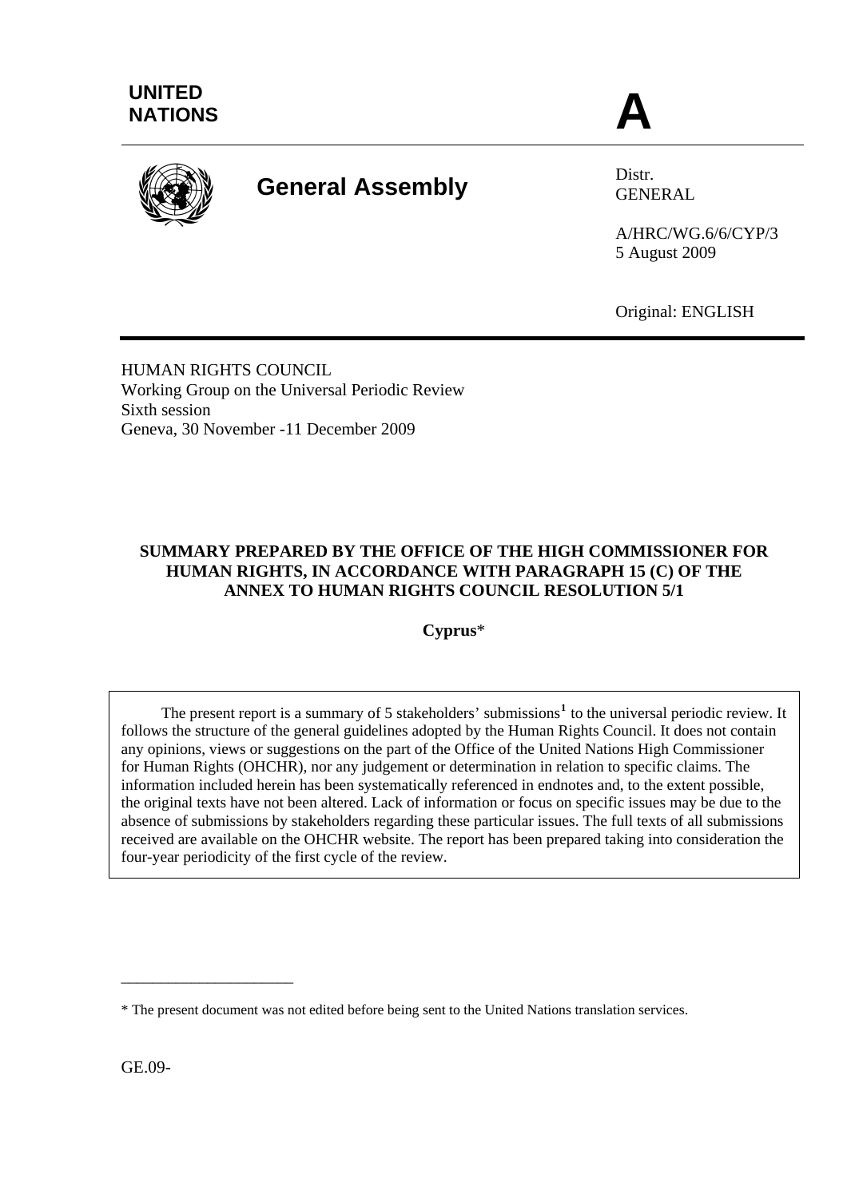UNITED NATIONS

**A**

# General Assembly

Distr.
GENERAL

A/HRC/WG.6/6/CYP/3
5 August 2009

Original: ENGLISH

HUMAN RIGHTS COUNCIL
Working Group on the Universal Periodic Review
Sixth session
Geneva, 30 November -11 December 2009

## SUMMARY PREPARED BY THE OFFICE OF THE HIGH COMMISSIONER FOR HUMAN RIGHTS, IN ACCORDANCE WITH PARAGRAPH 15 (C) OF THE ANNEX TO HUMAN RIGHTS COUNCIL RESOLUTION 5/1

**Cyprus***

The present report is a summary of 5 stakeholders' submissions[1] to the universal periodic review. It follows the structure of the general guidelines adopted by the Human Rights Council. It does not contain any opinions, views or suggestions on the part of the Office of the United Nations High Commissioner for Human Rights (OHCHR), nor any judgement or determination in relation to specific claims. The information included herein has been systematically referenced in endnotes and, to the extent possible, the original texts have not been altered. Lack of information or focus on specific issues may be due to the absence of submissions by stakeholders regarding these particular issues. The full texts of all submissions received are available on the OHCHR website. The report has been prepared taking into consideration the four-year periodicity of the first cycle of the review.

---

\* The present document was not edited before being sent to the United Nations translation services.

GE.09-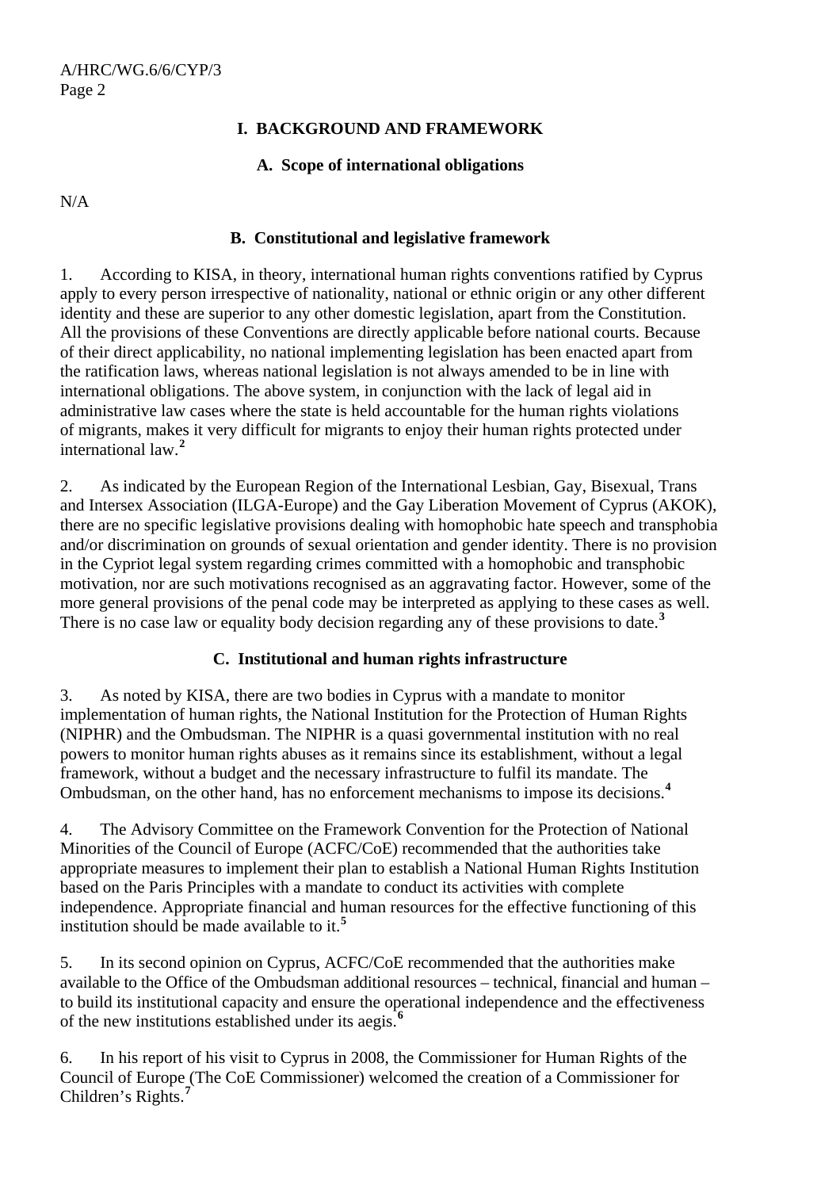# I. BACKGROUND AND FRAMEWORK

## A. Scope of international obligations

N/A

## B. Constitutional and legislative framework

1. According to KISA, in theory, international human rights conventions ratified by Cyprus apply to every person irrespective of nationality, national or ethnic origin or any other different identity and these are superior to any other domestic legislation, apart from the Constitution. All the provisions of these Conventions are directly applicable before national courts. Because of their direct applicability, no national implementing legislation has been enacted apart from the ratification laws, whereas national legislation is not always amended to be in line with international obligations. The above system, in conjunction with the lack of legal aid in administrative law cases where the state is held accountable for the human rights violations of migrants, makes it very difficult for migrants to enjoy their human rights protected under international law.[2]

2. As indicated by the European Region of the International Lesbian, Gay, Bisexual, Trans and Intersex Association (ILGA-Europe) and the Gay Liberation Movement of Cyprus (AKOK), there are no specific legislative provisions dealing with homophobic hate speech and transphobia and/or discrimination on grounds of sexual orientation and gender identity. There is no provision in the Cypriot legal system regarding crimes committed with a homophobic and transphobic motivation, nor are such motivations recognised as an aggravating factor. However, some of the more general provisions of the penal code may be interpreted as applying to these cases as well. There is no case law or equality body decision regarding any of these provisions to date.[3]

## C. Institutional and human rights infrastructure

3. As noted by KISA, there are two bodies in Cyprus with a mandate to monitor implementation of human rights, the National Institution for the Protection of Human Rights (NIPHR) and the Ombudsman. The NIPHR is a quasi governmental institution with no real powers to monitor human rights abuses as it remains since its establishment, without a legal framework, without a budget and the necessary infrastructure to fulfil its mandate. The Ombudsman, on the other hand, has no enforcement mechanisms to impose its decisions.[4]

4. The Advisory Committee on the Framework Convention for the Protection of National Minorities of the Council of Europe (ACFC/CoE) recommended that the authorities take appropriate measures to implement their plan to establish a National Human Rights Institution based on the Paris Principles with a mandate to conduct its activities with complete independence. Appropriate financial and human resources for the effective functioning of this institution should be made available to it.[5]

5. In its second opinion on Cyprus, ACFC/CoE recommended that the authorities make available to the Office of the Ombudsman additional resources – technical, financial and human – to build its institutional capacity and ensure the operational independence and the effectiveness of the new institutions established under its aegis.[6]

6. In his report of his visit to Cyprus in 2008, the Commissioner for Human Rights of the Council of Europe (The CoE Commissioner) welcomed the creation of a Commissioner for Children's Rights.[7]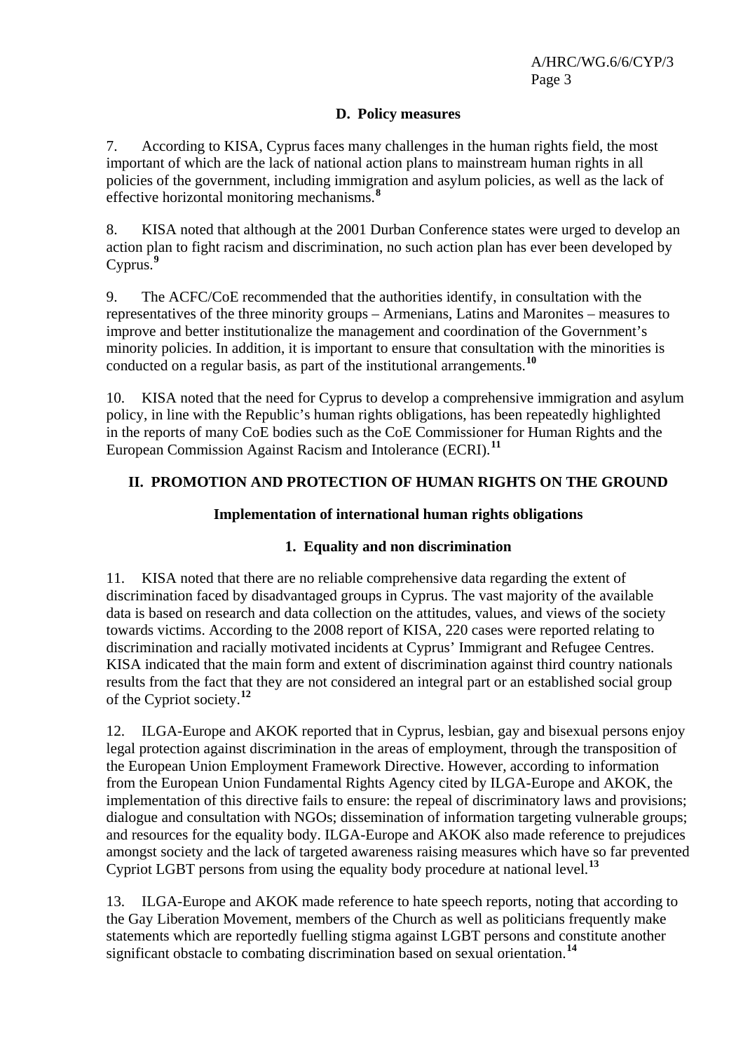### D. Policy measures

7. According to KISA, Cyprus faces many challenges in the human rights field, the most important of which are the lack of national action plans to mainstream human rights in all policies of the government, including immigration and asylum policies, as well as the lack of effective horizontal monitoring mechanisms.[8]

8. KISA noted that although at the 2001 Durban Conference states were urged to develop an action plan to fight racism and discrimination, no such action plan has ever been developed by Cyprus.[9]

9. The ACFC/CoE recommended that the authorities identify, in consultation with the representatives of the three minority groups – Armenians, Latins and Maronites – measures to improve and better institutionalize the management and coordination of the Government's minority policies. In addition, it is important to ensure that consultation with the minorities is conducted on a regular basis, as part of the institutional arrangements.[10]

10. KISA noted that the need for Cyprus to develop a comprehensive immigration and asylum policy, in line with the Republic's human rights obligations, has been repeatedly highlighted in the reports of many CoE bodies such as the CoE Commissioner for Human Rights and the European Commission Against Racism and Intolerance (ECRI).[11]

## II. PROMOTION AND PROTECTION OF HUMAN RIGHTS ON THE GROUND

### Implementation of international human rights obligations

#### 1. Equality and non discrimination

11. KISA noted that there are no reliable comprehensive data regarding the extent of discrimination faced by disadvantaged groups in Cyprus. The vast majority of the available data is based on research and data collection on the attitudes, values, and views of the society towards victims. According to the 2008 report of KISA, 220 cases were reported relating to discrimination and racially motivated incidents at Cyprus' Immigrant and Refugee Centres. KISA indicated that the main form and extent of discrimination against third country nationals results from the fact that they are not considered an integral part or an established social group of the Cypriot society.[12]

12. ILGA-Europe and AKOK reported that in Cyprus, lesbian, gay and bisexual persons enjoy legal protection against discrimination in the areas of employment, through the transposition of the European Union Employment Framework Directive. However, according to information from the European Union Fundamental Rights Agency cited by ILGA-Europe and AKOK, the implementation of this directive fails to ensure: the repeal of discriminatory laws and provisions; dialogue and consultation with NGOs; dissemination of information targeting vulnerable groups; and resources for the equality body. ILGA-Europe and AKOK also made reference to prejudices amongst society and the lack of targeted awareness raising measures which have so far prevented Cypriot LGBT persons from using the equality body procedure at national level.[13]

13. ILGA-Europe and AKOK made reference to hate speech reports, noting that according to the Gay Liberation Movement, members of the Church as well as politicians frequently make statements which are reportedly fuelling stigma against LGBT persons and constitute another significant obstacle to combating discrimination based on sexual orientation.[14]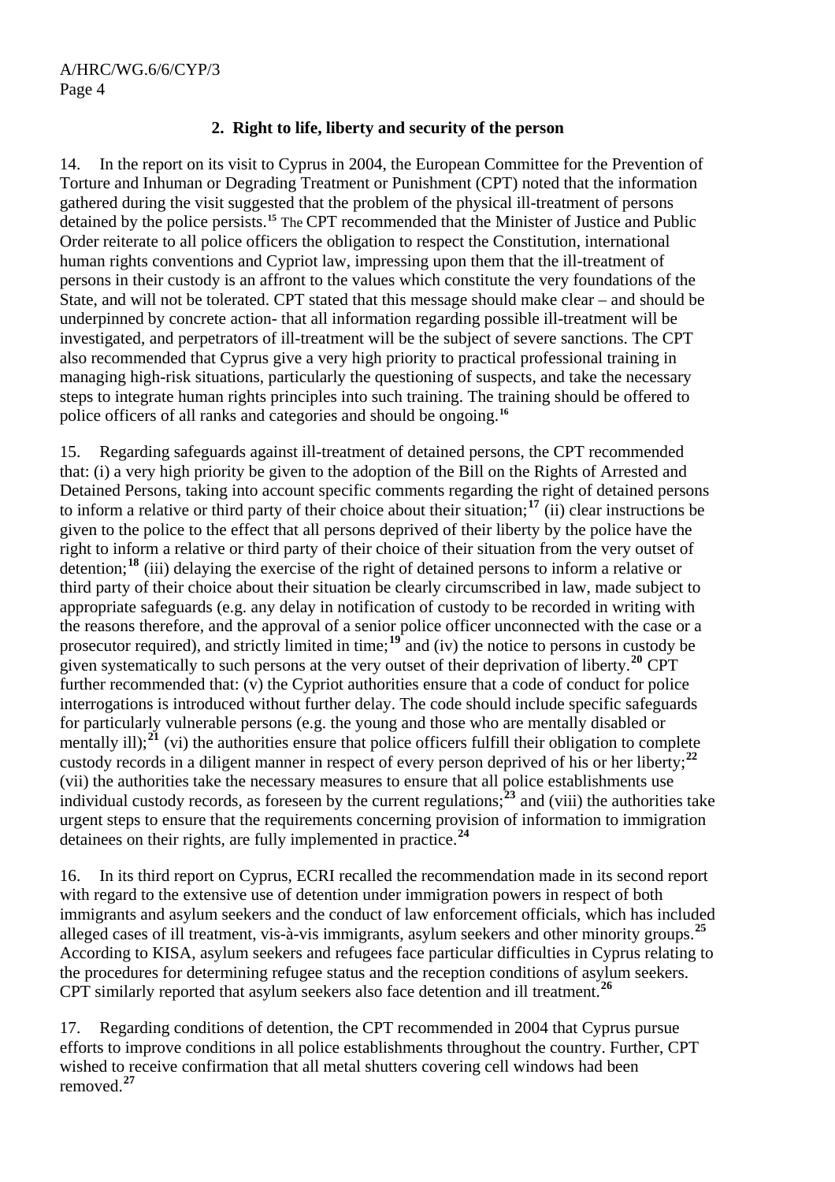### 2. Right to life, liberty and security of the person

14. In the report on its visit to Cyprus in 2004, the European Committee for the Prevention of Torture and Inhuman or Degrading Treatment or Punishment (CPT) noted that the information gathered during the visit suggested that the problem of the physical ill-treatment of persons detained by the police persists.[15] The CPT recommended that the Minister of Justice and Public Order reiterate to all police officers the obligation to respect the Constitution, international human rights conventions and Cypriot law, impressing upon them that the ill-treatment of persons in their custody is an affront to the values which constitute the very foundations of the State, and will not be tolerated. CPT stated that this message should make clear – and should be underpinned by concrete action- that all information regarding possible ill-treatment will be investigated, and perpetrators of ill-treatment will be the subject of severe sanctions. The CPT also recommended that Cyprus give a very high priority to practical professional training in managing high-risk situations, particularly the questioning of suspects, and take the necessary steps to integrate human rights principles into such training. The training should be offered to police officers of all ranks and categories and should be ongoing.[16]

15. Regarding safeguards against ill-treatment of detained persons, the CPT recommended that: (i) a very high priority be given to the adoption of the Bill on the Rights of Arrested and Detained Persons, taking into account specific comments regarding the right of detained persons to inform a relative or third party of their choice about their situation;[17] (ii) clear instructions be given to the police to the effect that all persons deprived of their liberty by the police have the right to inform a relative or third party of their choice of their situation from the very outset of detention;[18] (iii) delaying the exercise of the right of detained persons to inform a relative or third party of their choice about their situation be clearly circumscribed in law, made subject to appropriate safeguards (e.g. any delay in notification of custody to be recorded in writing with the reasons therefore, and the approval of a senior police officer unconnected with the case or a prosecutor required), and strictly limited in time;[19] and (iv) the notice to persons in custody be given systematically to such persons at the very outset of their deprivation of liberty.[20] CPT further recommended that: (v) the Cypriot authorities ensure that a code of conduct for police interrogations is introduced without further delay. The code should include specific safeguards for particularly vulnerable persons (e.g. the young and those who are mentally disabled or mentally ill);[21] (vi) the authorities ensure that police officers fulfill their obligation to complete custody records in a diligent manner in respect of every person deprived of his or her liberty;[22] (vii) the authorities take the necessary measures to ensure that all police establishments use individual custody records, as foreseen by the current regulations;[23] and (viii) the authorities take urgent steps to ensure that the requirements concerning provision of information to immigration detainees on their rights, are fully implemented in practice.[24]

16. In its third report on Cyprus, ECRI recalled the recommendation made in its second report with regard to the extensive use of detention under immigration powers in respect of both immigrants and asylum seekers and the conduct of law enforcement officials, which has included alleged cases of ill treatment, vis-à-vis immigrants, asylum seekers and other minority groups.[25] According to KISA, asylum seekers and refugees face particular difficulties in Cyprus relating to the procedures for determining refugee status and the reception conditions of asylum seekers. CPT similarly reported that asylum seekers also face detention and ill treatment.[26]

17. Regarding conditions of detention, the CPT recommended in 2004 that Cyprus pursue efforts to improve conditions in all police establishments throughout the country. Further, CPT wished to receive confirmation that all metal shutters covering cell windows had been removed.[27]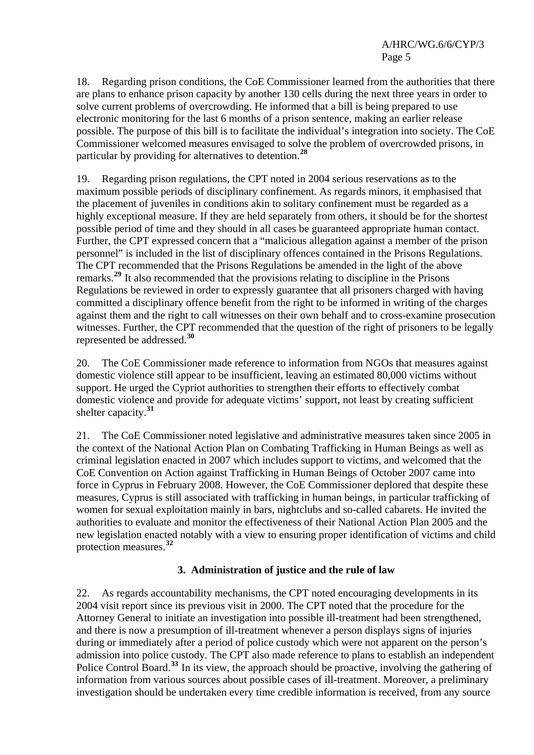18. Regarding prison conditions, the CoE Commissioner learned from the authorities that there are plans to enhance prison capacity by another 130 cells during the next three years in order to solve current problems of overcrowding. He informed that a bill is being prepared to use electronic monitoring for the last 6 months of a prison sentence, making an earlier release possible. The purpose of this bill is to facilitate the individual's integration into society. The CoE Commissioner welcomed measures envisaged to solve the problem of overcrowded prisons, in particular by providing for alternatives to detention.[28]

19. Regarding prison regulations, the CPT noted in 2004 serious reservations as to the maximum possible periods of disciplinary confinement. As regards minors, it emphasised that the placement of juveniles in conditions akin to solitary confinement must be regarded as a highly exceptional measure. If they are held separately from others, it should be for the shortest possible period of time and they should in all cases be guaranteed appropriate human contact. Further, the CPT expressed concern that a "malicious allegation against a member of the prison personnel" is included in the list of disciplinary offences contained in the Prisons Regulations. The CPT recommended that the Prisons Regulations be amended in the light of the above remarks.[29] It also recommended that the provisions relating to discipline in the Prisons Regulations be reviewed in order to expressly guarantee that all prisoners charged with having committed a disciplinary offence benefit from the right to be informed in writing of the charges against them and the right to call witnesses on their own behalf and to cross-examine prosecution witnesses. Further, the CPT recommended that the question of the right of prisoners to be legally represented be addressed.[30]

20. The CoE Commissioner made reference to information from NGOs that measures against domestic violence still appear to be insufficient, leaving an estimated 80,000 victims without support. He urged the Cypriot authorities to strengthen their efforts to effectively combat domestic violence and provide for adequate victims' support, not least by creating sufficient shelter capacity.[31]

21. The CoE Commissioner noted legislative and administrative measures taken since 2005 in the context of the National Action Plan on Combating Trafficking in Human Beings as well as criminal legislation enacted in 2007 which includes support to victims, and welcomed that the CoE Convention on Action against Trafficking in Human Beings of October 2007 came into force in Cyprus in February 2008. However, the CoE Commissioner deplored that despite these measures, Cyprus is still associated with trafficking in human beings, in particular trafficking of women for sexual exploitation mainly in bars, nightclubs and so-called cabarets. He invited the authorities to evaluate and monitor the effectiveness of their National Action Plan 2005 and the new legislation enacted notably with a view to ensuring proper identification of victims and child protection measures.[32]

### 3. Administration of justice and the rule of law

22. As regards accountability mechanisms, the CPT noted encouraging developments in its 2004 visit report since its previous visit in 2000. The CPT noted that the procedure for the Attorney General to initiate an investigation into possible ill-treatment had been strengthened, and there is now a presumption of ill-treatment whenever a person displays signs of injuries during or immediately after a period of police custody which were not apparent on the person's admission into police custody. The CPT also made reference to plans to establish an independent Police Control Board.[33] In its view, the approach should be proactive, involving the gathering of information from various sources about possible cases of ill-treatment. Moreover, a preliminary investigation should be undertaken every time credible information is received, from any source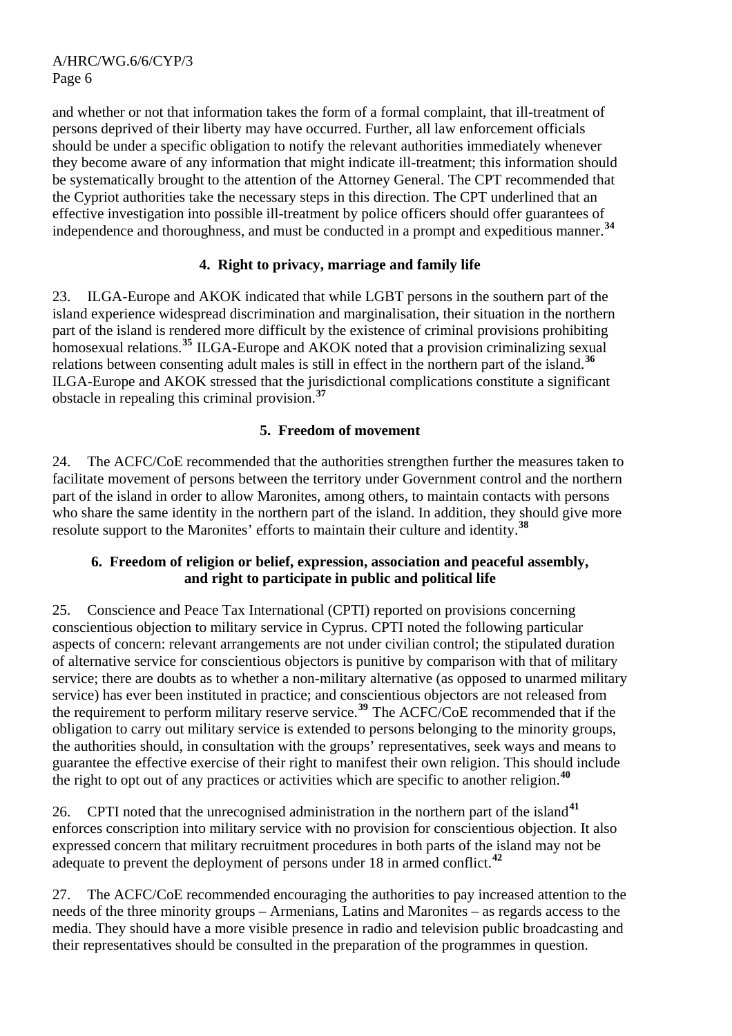and whether or not that information takes the form of a formal complaint, that ill-treatment of persons deprived of their liberty may have occurred. Further, all law enforcement officials should be under a specific obligation to notify the relevant authorities immediately whenever they become aware of any information that might indicate ill-treatment; this information should be systematically brought to the attention of the Attorney General. The CPT recommended that the Cypriot authorities take the necessary steps in this direction. The CPT underlined that an effective investigation into possible ill-treatment by police officers should offer guarantees of independence and thoroughness, and must be conducted in a prompt and expeditious manner.[34]

### 4. Right to privacy, marriage and family life

23. ILGA-Europe and AKOK indicated that while LGBT persons in the southern part of the island experience widespread discrimination and marginalisation, their situation in the northern part of the island is rendered more difficult by the existence of criminal provisions prohibiting homosexual relations.[35] ILGA-Europe and AKOK noted that a provision criminalizing sexual relations between consenting adult males is still in effect in the northern part of the island.[36] ILGA-Europe and AKOK stressed that the jurisdictional complications constitute a significant obstacle in repealing this criminal provision.[37]

### 5. Freedom of movement

24. The ACFC/CoE recommended that the authorities strengthen further the measures taken to facilitate movement of persons between the territory under Government control and the northern part of the island in order to allow Maronites, among others, to maintain contacts with persons who share the same identity in the northern part of the island. In addition, they should give more resolute support to the Maronites' efforts to maintain their culture and identity.[38]

### 6. Freedom of religion or belief, expression, association and peaceful assembly, and right to participate in public and political life

25. Conscience and Peace Tax International (CPTI) reported on provisions concerning conscientious objection to military service in Cyprus. CPTI noted the following particular aspects of concern: relevant arrangements are not under civilian control; the stipulated duration of alternative service for conscientious objectors is punitive by comparison with that of military service; there are doubts as to whether a non-military alternative (as opposed to unarmed military service) has ever been instituted in practice; and conscientious objectors are not released from the requirement to perform military reserve service.[39] The ACFC/CoE recommended that if the obligation to carry out military service is extended to persons belonging to the minority groups, the authorities should, in consultation with the groups' representatives, seek ways and means to guarantee the effective exercise of their right to manifest their own religion. This should include the right to opt out of any practices or activities which are specific to another religion.[40]

26. CPTI noted that the unrecognised administration in the northern part of the island[41] enforces conscription into military service with no provision for conscientious objection. It also expressed concern that military recruitment procedures in both parts of the island may not be adequate to prevent the deployment of persons under 18 in armed conflict.[42]

27. The ACFC/CoE recommended encouraging the authorities to pay increased attention to the needs of the three minority groups – Armenians, Latins and Maronites – as regards access to the media. They should have a more visible presence in radio and television public broadcasting and their representatives should be consulted in the preparation of the programmes in question.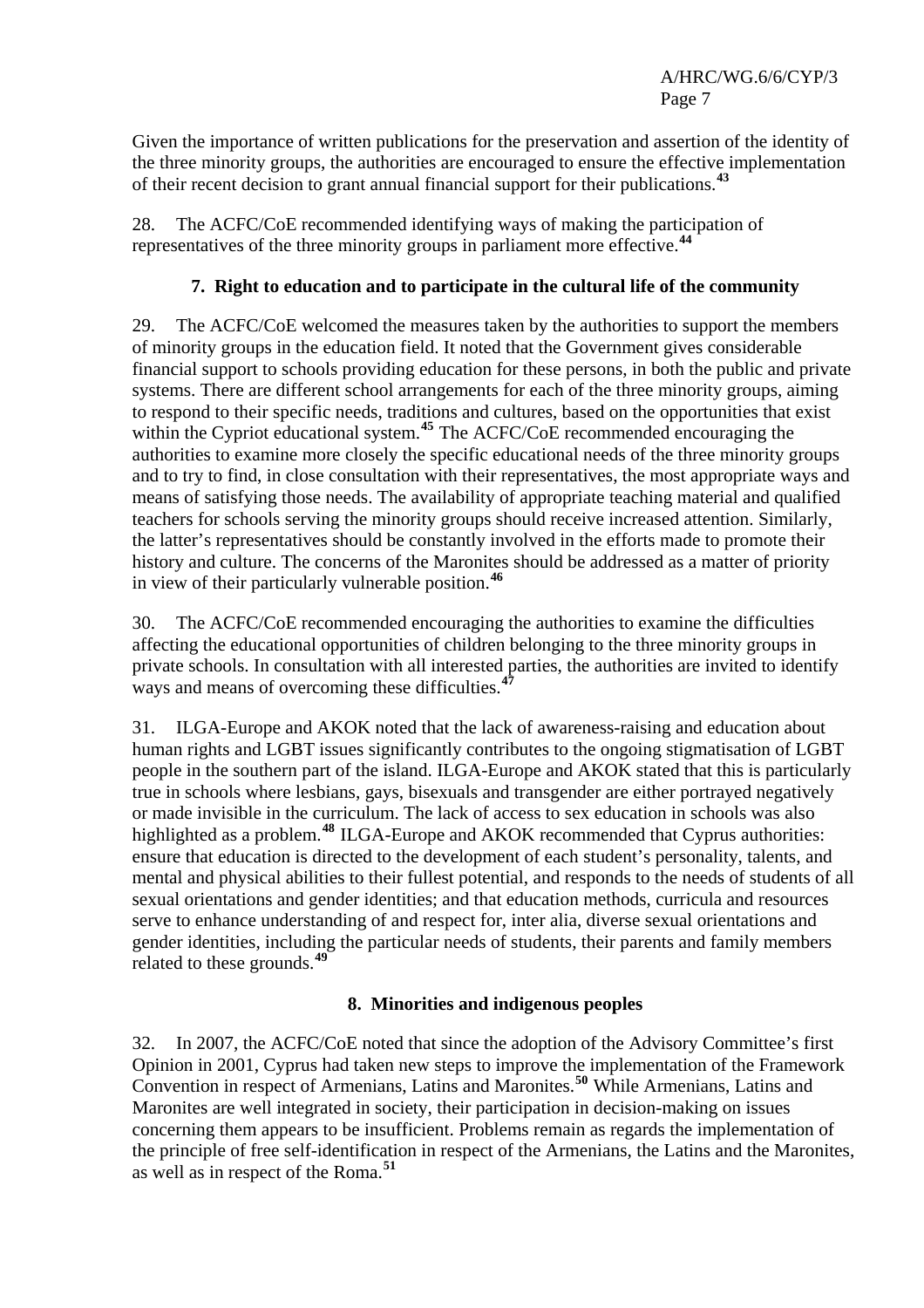Given the importance of written publications for the preservation and assertion of the identity of the three minority groups, the authorities are encouraged to ensure the effective implementation of their recent decision to grant annual financial support for their publications.[43]

28. The ACFC/CoE recommended identifying ways of making the participation of representatives of the three minority groups in parliament more effective.[44]

### 7. Right to education and to participate in the cultural life of the community

29. The ACFC/CoE welcomed the measures taken by the authorities to support the members of minority groups in the education field. It noted that the Government gives considerable financial support to schools providing education for these persons, in both the public and private systems. There are different school arrangements for each of the three minority groups, aiming to respond to their specific needs, traditions and cultures, based on the opportunities that exist within the Cypriot educational system.[45] The ACFC/CoE recommended encouraging the authorities to examine more closely the specific educational needs of the three minority groups and to try to find, in close consultation with their representatives, the most appropriate ways and means of satisfying those needs. The availability of appropriate teaching material and qualified teachers for schools serving the minority groups should receive increased attention. Similarly, the latter's representatives should be constantly involved in the efforts made to promote their history and culture. The concerns of the Maronites should be addressed as a matter of priority in view of their particularly vulnerable position.[46]

30. The ACFC/CoE recommended encouraging the authorities to examine the difficulties affecting the educational opportunities of children belonging to the three minority groups in private schools. In consultation with all interested parties, the authorities are invited to identify ways and means of overcoming these difficulties.[47]

31. ILGA-Europe and AKOK noted that the lack of awareness-raising and education about human rights and LGBT issues significantly contributes to the ongoing stigmatisation of LGBT people in the southern part of the island. ILGA-Europe and AKOK stated that this is particularly true in schools where lesbians, gays, bisexuals and transgender are either portrayed negatively or made invisible in the curriculum. The lack of access to sex education in schools was also highlighted as a problem.[48] ILGA-Europe and AKOK recommended that Cyprus authorities: ensure that education is directed to the development of each student's personality, talents, and mental and physical abilities to their fullest potential, and responds to the needs of students of all sexual orientations and gender identities; and that education methods, curricula and resources serve to enhance understanding of and respect for, inter alia, diverse sexual orientations and gender identities, including the particular needs of students, their parents and family members related to these grounds.[49]

### 8. Minorities and indigenous peoples

32. In 2007, the ACFC/CoE noted that since the adoption of the Advisory Committee's first Opinion in 2001, Cyprus had taken new steps to improve the implementation of the Framework Convention in respect of Armenians, Latins and Maronites.[50] While Armenians, Latins and Maronites are well integrated in society, their participation in decision-making on issues concerning them appears to be insufficient. Problems remain as regards the implementation of the principle of free self-identification in respect of the Armenians, the Latins and the Maronites, as well as in respect of the Roma.[51]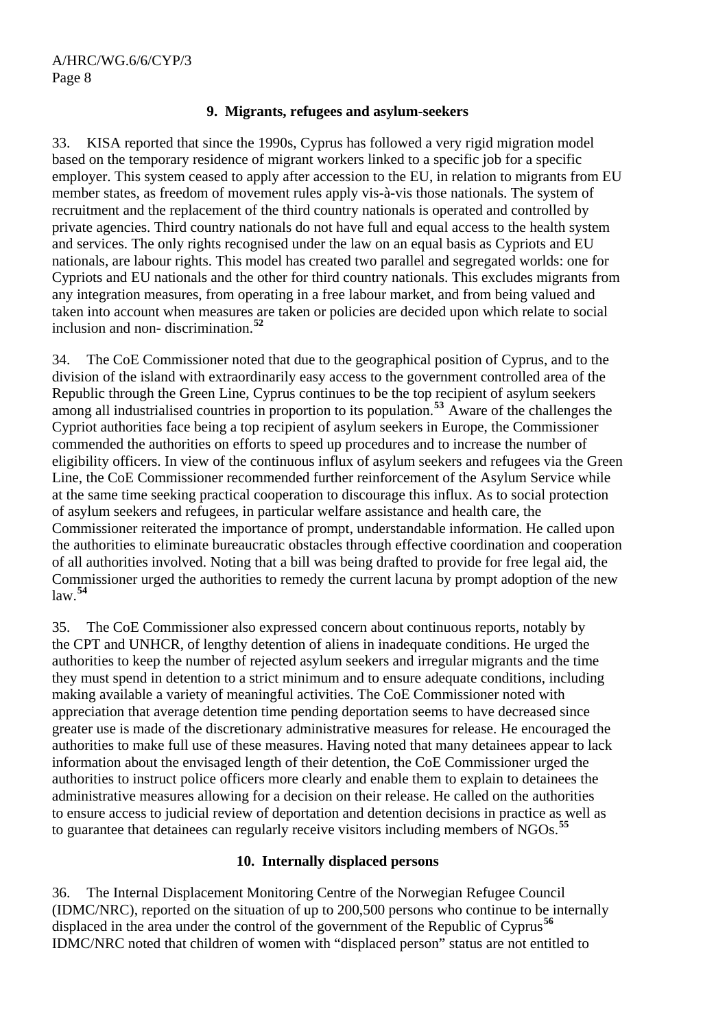### 9. Migrants, refugees and asylum-seekers

33. KISA reported that since the 1990s, Cyprus has followed a very rigid migration model based on the temporary residence of migrant workers linked to a specific job for a specific employer. This system ceased to apply after accession to the EU, in relation to migrants from EU member states, as freedom of movement rules apply vis-à-vis those nationals. The system of recruitment and the replacement of the third country nationals is operated and controlled by private agencies. Third country nationals do not have full and equal access to the health system and services. The only rights recognised under the law on an equal basis as Cypriots and EU nationals, are labour rights. This model has created two parallel and segregated worlds: one for Cypriots and EU nationals and the other for third country nationals. This excludes migrants from any integration measures, from operating in a free labour market, and from being valued and taken into account when measures are taken or policies are decided upon which relate to social inclusion and non- discrimination.[52]

34. The CoE Commissioner noted that due to the geographical position of Cyprus, and to the division of the island with extraordinarily easy access to the government controlled area of the Republic through the Green Line, Cyprus continues to be the top recipient of asylum seekers among all industrialised countries in proportion to its population.[53] Aware of the challenges the Cypriot authorities face being a top recipient of asylum seekers in Europe, the Commissioner commended the authorities on efforts to speed up procedures and to increase the number of eligibility officers. In view of the continuous influx of asylum seekers and refugees via the Green Line, the CoE Commissioner recommended further reinforcement of the Asylum Service while at the same time seeking practical cooperation to discourage this influx. As to social protection of asylum seekers and refugees, in particular welfare assistance and health care, the Commissioner reiterated the importance of prompt, understandable information. He called upon the authorities to eliminate bureaucratic obstacles through effective coordination and cooperation of all authorities involved. Noting that a bill was being drafted to provide for free legal aid, the Commissioner urged the authorities to remedy the current lacuna by prompt adoption of the new law.[54]

35. The CoE Commissioner also expressed concern about continuous reports, notably by the CPT and UNHCR, of lengthy detention of aliens in inadequate conditions. He urged the authorities to keep the number of rejected asylum seekers and irregular migrants and the time they must spend in detention to a strict minimum and to ensure adequate conditions, including making available a variety of meaningful activities. The CoE Commissioner noted with appreciation that average detention time pending deportation seems to have decreased since greater use is made of the discretionary administrative measures for release. He encouraged the authorities to make full use of these measures. Having noted that many detainees appear to lack information about the envisaged length of their detention, the CoE Commissioner urged the authorities to instruct police officers more clearly and enable them to explain to detainees the administrative measures allowing for a decision on their release. He called on the authorities to ensure access to judicial review of deportation and detention decisions in practice as well as to guarantee that detainees can regularly receive visitors including members of NGOs.[55]

### 10. Internally displaced persons

36. The Internal Displacement Monitoring Centre of the Norwegian Refugee Council (IDMC/NRC), reported on the situation of up to 200,500 persons who continue to be internally displaced in the area under the control of the government of the Republic of Cyprus[56] IDMC/NRC noted that children of women with "displaced person" status are not entitled to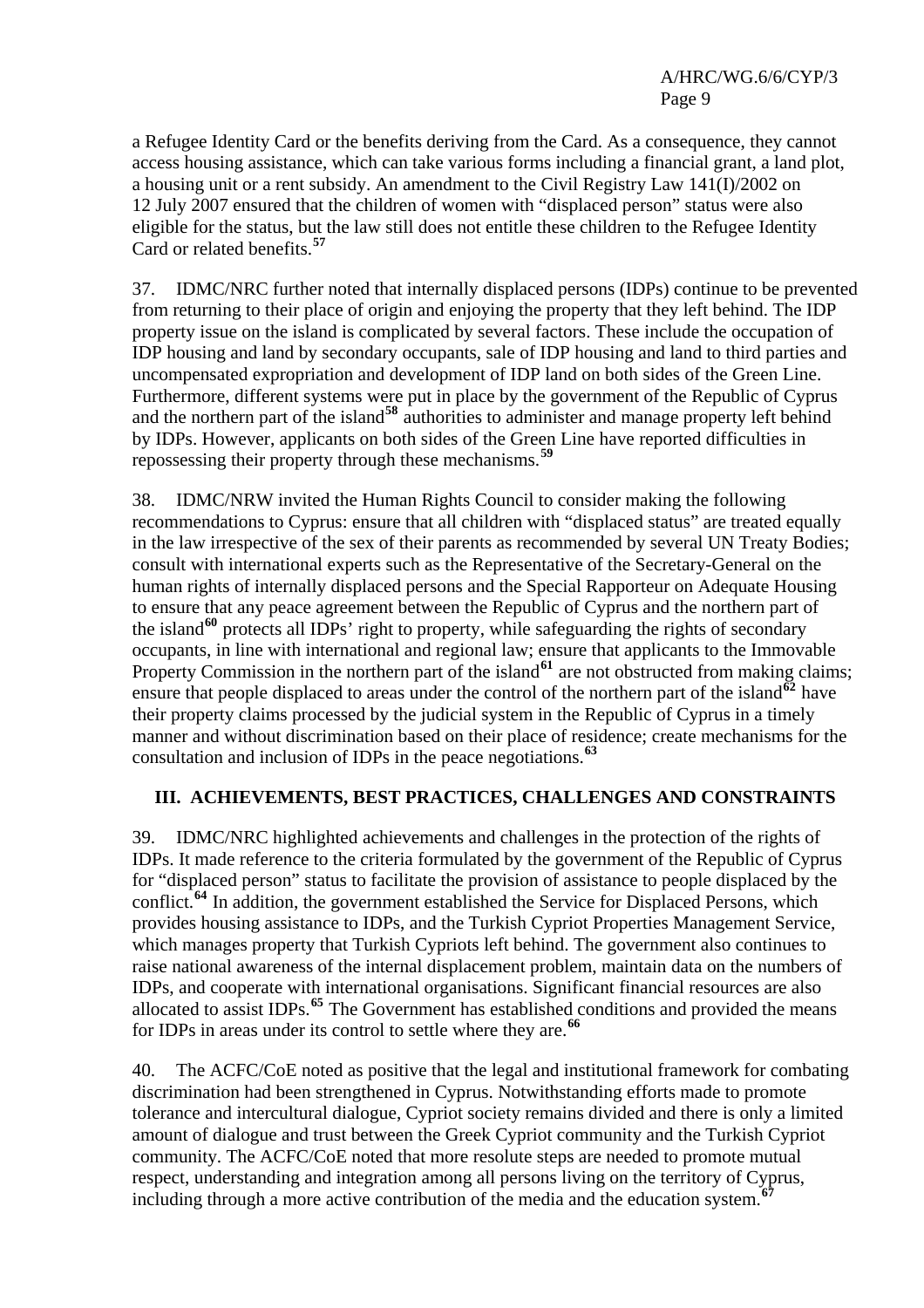a Refugee Identity Card or the benefits deriving from the Card. As a consequence, they cannot access housing assistance, which can take various forms including a financial grant, a land plot, a housing unit or a rent subsidy. An amendment to the Civil Registry Law 141(I)/2002 on 12 July 2007 ensured that the children of women with "displaced person" status were also eligible for the status, but the law still does not entitle these children to the Refugee Identity Card or related benefits.[57]

37. IDMC/NRC further noted that internally displaced persons (IDPs) continue to be prevented from returning to their place of origin and enjoying the property that they left behind. The IDP property issue on the island is complicated by several factors. These include the occupation of IDP housing and land by secondary occupants, sale of IDP housing and land to third parties and uncompensated expropriation and development of IDP land on both sides of the Green Line. Furthermore, different systems were put in place by the government of the Republic of Cyprus and the northern part of the island[58] authorities to administer and manage property left behind by IDPs. However, applicants on both sides of the Green Line have reported difficulties in repossessing their property through these mechanisms.[59]

38. IDMC/NRW invited the Human Rights Council to consider making the following recommendations to Cyprus: ensure that all children with "displaced status" are treated equally in the law irrespective of the sex of their parents as recommended by several UN Treaty Bodies; consult with international experts such as the Representative of the Secretary-General on the human rights of internally displaced persons and the Special Rapporteur on Adequate Housing to ensure that any peace agreement between the Republic of Cyprus and the northern part of the island[60] protects all IDPs' right to property, while safeguarding the rights of secondary occupants, in line with international and regional law; ensure that applicants to the Immovable Property Commission in the northern part of the island[61] are not obstructed from making claims; ensure that people displaced to areas under the control of the northern part of the island[62] have their property claims processed by the judicial system in the Republic of Cyprus in a timely manner and without discrimination based on their place of residence; create mechanisms for the consultation and inclusion of IDPs in the peace negotiations.[63]

## III. ACHIEVEMENTS, BEST PRACTICES, CHALLENGES AND CONSTRAINTS

39. IDMC/NRC highlighted achievements and challenges in the protection of the rights of IDPs. It made reference to the criteria formulated by the government of the Republic of Cyprus for "displaced person" status to facilitate the provision of assistance to people displaced by the conflict.[64] In addition, the government established the Service for Displaced Persons, which provides housing assistance to IDPs, and the Turkish Cypriot Properties Management Service, which manages property that Turkish Cypriots left behind. The government also continues to raise national awareness of the internal displacement problem, maintain data on the numbers of IDPs, and cooperate with international organisations. Significant financial resources are also allocated to assist IDPs.[65] The Government has established conditions and provided the means for IDPs in areas under its control to settle where they are.[66]

40. The ACFC/CoE noted as positive that the legal and institutional framework for combating discrimination had been strengthened in Cyprus. Notwithstanding efforts made to promote tolerance and intercultural dialogue, Cypriot society remains divided and there is only a limited amount of dialogue and trust between the Greek Cypriot community and the Turkish Cypriot community. The ACFC/CoE noted that more resolute steps are needed to promote mutual respect, understanding and integration among all persons living on the territory of Cyprus, including through a more active contribution of the media and the education system.[67]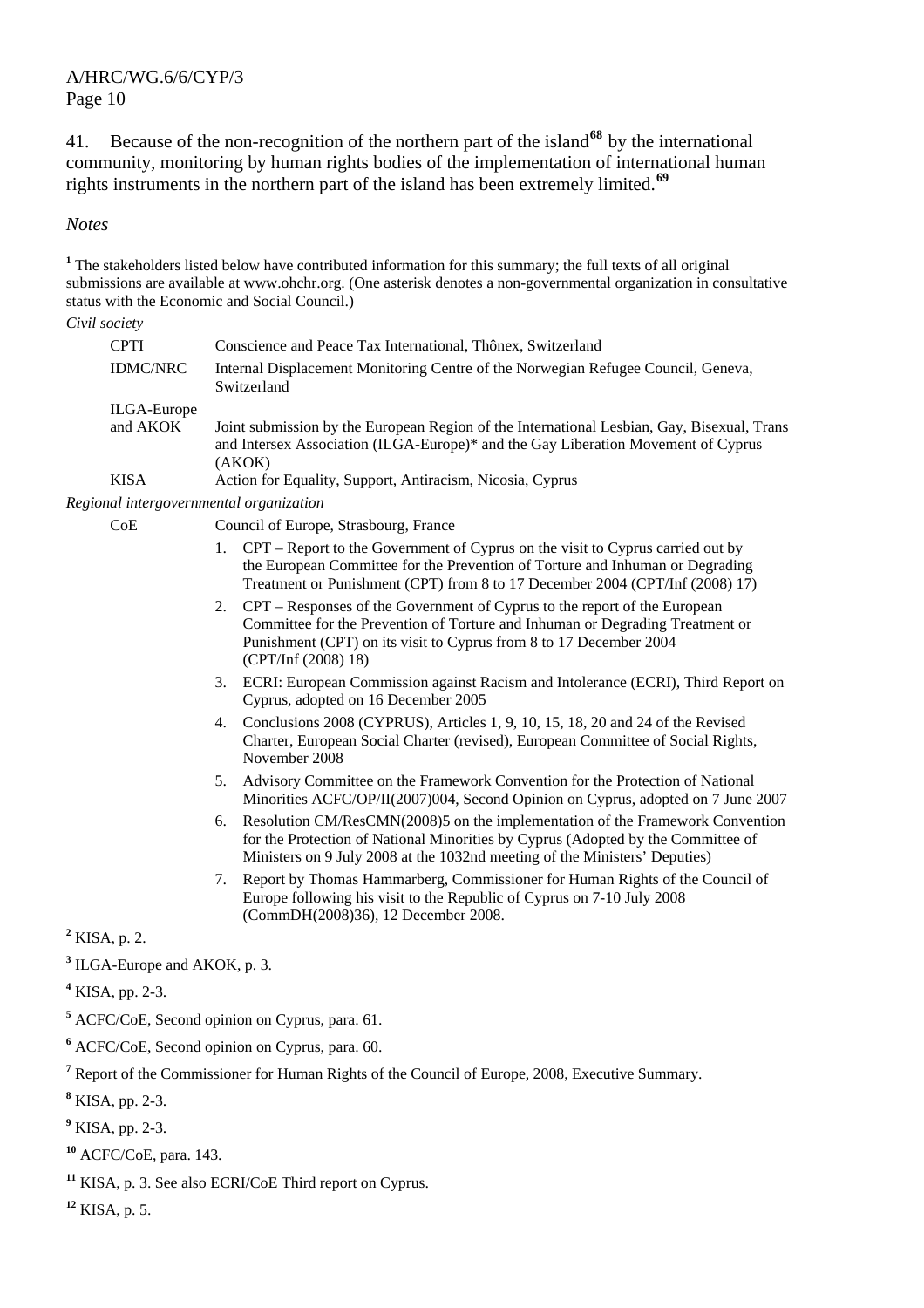41. Because of the non-recognition of the northern part of the island[68] by the international community, monitoring by human rights bodies of the implementation of international human rights instruments in the northern part of the island has been extremely limited.[69]

*Notes*

[1] The stakeholders listed below have contributed information for this summary; the full texts of all original submissions are available at www.ohchr.org. (One asterisk denotes a non-governmental organization in consultative status with the Economic and Social Council.)

*Civil society*

| | |
|---|---|
| CPTI | Conscience and Peace Tax International, Thônex, Switzerland |
| IDMC/NRC | Internal Displacement Monitoring Centre of the Norwegian Refugee Council, Geneva, Switzerland |
| ILGA-Europe and AKOK | Joint submission by the European Region of the International Lesbian, Gay, Bisexual, Trans and Intersex Association (ILGA-Europe)* and the Gay Liberation Movement of Cyprus (AKOK) |
| KISA | Action for Equality, Support, Antiracism, Nicosia, Cyprus |

*Regional intergovernmental organization*

CoE — Council of Europe, Strasbourg, France

1. CPT – Report to the Government of Cyprus on the visit to Cyprus carried out by the European Committee for the Prevention of Torture and Inhuman or Degrading Treatment or Punishment (CPT) from 8 to 17 December 2004 (CPT/Inf (2008) 17)
2. CPT – Responses of the Government of Cyprus to the report of the European Committee for the Prevention of Torture and Inhuman or Degrading Treatment or Punishment (CPT) on its visit to Cyprus from 8 to 17 December 2004 (CPT/Inf (2008) 18)
3. ECRI: European Commission against Racism and Intolerance (ECRI), Third Report on Cyprus, adopted on 16 December 2005
4. Conclusions 2008 (CYPRUS), Articles 1, 9, 10, 15, 18, 20 and 24 of the Revised Charter, European Social Charter (revised), European Committee of Social Rights, November 2008
5. Advisory Committee on the Framework Convention for the Protection of National Minorities ACFC/OP/II(2007)004, Second Opinion on Cyprus, adopted on 7 June 2007
6. Resolution CM/ResCMN(2008)5 on the implementation of the Framework Convention for the Protection of National Minorities by Cyprus (Adopted by the Committee of Ministers on 9 July 2008 at the 1032nd meeting of the Ministers' Deputies)
7. Report by Thomas Hammarberg, Commissioner for Human Rights of the Council of Europe following his visit to the Republic of Cyprus on 7-10 July 2008 (CommDH(2008)36), 12 December 2008.

[2] KISA, p. 2.

[3] ILGA-Europe and AKOK, p. 3.

[4] KISA, pp. 2-3.

[5] ACFC/CoE, Second opinion on Cyprus, para. 61.

[6] ACFC/CoE, Second opinion on Cyprus, para. 60.

[7] Report of the Commissioner for Human Rights of the Council of Europe, 2008, Executive Summary.

[8] KISA, pp. 2-3.

[9] KISA, pp. 2-3.

[10] ACFC/CoE, para. 143.

[11] KISA, p. 3. See also ECRI/CoE Third report on Cyprus.

[12] KISA, p. 5.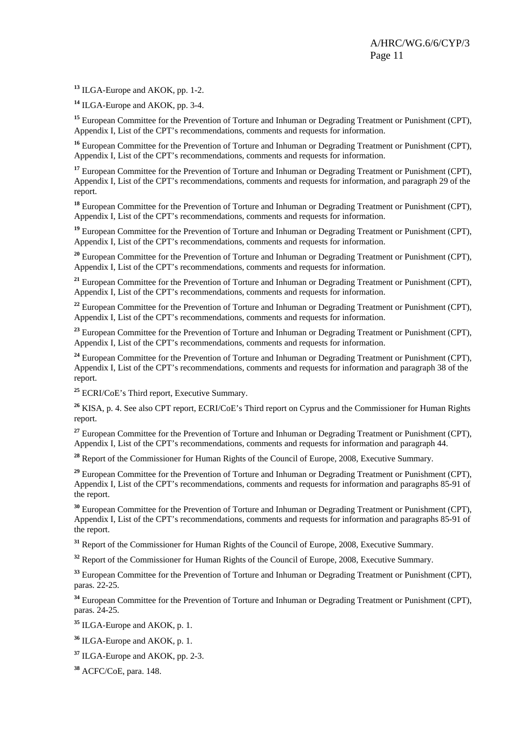[13] ILGA-Europe and AKOK, pp. 1-2.

[14] ILGA-Europe and AKOK, pp. 3-4.

[15] European Committee for the Prevention of Torture and Inhuman or Degrading Treatment or Punishment (CPT), Appendix I, List of the CPT's recommendations, comments and requests for information.

[16] European Committee for the Prevention of Torture and Inhuman or Degrading Treatment or Punishment (CPT), Appendix I, List of the CPT's recommendations, comments and requests for information.

[17] European Committee for the Prevention of Torture and Inhuman or Degrading Treatment or Punishment (CPT), Appendix I, List of the CPT's recommendations, comments and requests for information, and paragraph 29 of the report.

[18] European Committee for the Prevention of Torture and Inhuman or Degrading Treatment or Punishment (CPT), Appendix I, List of the CPT's recommendations, comments and requests for information.

[19] European Committee for the Prevention of Torture and Inhuman or Degrading Treatment or Punishment (CPT), Appendix I, List of the CPT's recommendations, comments and requests for information.

[20] European Committee for the Prevention of Torture and Inhuman or Degrading Treatment or Punishment (CPT), Appendix I, List of the CPT's recommendations, comments and requests for information.

[21] European Committee for the Prevention of Torture and Inhuman or Degrading Treatment or Punishment (CPT), Appendix I, List of the CPT's recommendations, comments and requests for information.

[22] European Committee for the Prevention of Torture and Inhuman or Degrading Treatment or Punishment (CPT), Appendix I, List of the CPT's recommendations, comments and requests for information.

[23] European Committee for the Prevention of Torture and Inhuman or Degrading Treatment or Punishment (CPT), Appendix I, List of the CPT's recommendations, comments and requests for information.

[24] European Committee for the Prevention of Torture and Inhuman or Degrading Treatment or Punishment (CPT), Appendix I, List of the CPT's recommendations, comments and requests for information and paragraph 38 of the report.

[25] ECRI/CoE's Third report, Executive Summary.

[26] KISA, p. 4. See also CPT report, ECRI/CoE's Third report on Cyprus and the Commissioner for Human Rights report.

[27] European Committee for the Prevention of Torture and Inhuman or Degrading Treatment or Punishment (CPT), Appendix I, List of the CPT's recommendations, comments and requests for information and paragraph 44.

[28] Report of the Commissioner for Human Rights of the Council of Europe, 2008, Executive Summary.

[29] European Committee for the Prevention of Torture and Inhuman or Degrading Treatment or Punishment (CPT), Appendix I, List of the CPT's recommendations, comments and requests for information and paragraphs 85-91 of the report.

[30] European Committee for the Prevention of Torture and Inhuman or Degrading Treatment or Punishment (CPT), Appendix I, List of the CPT's recommendations, comments and requests for information and paragraphs 85-91 of the report.

[31] Report of the Commissioner for Human Rights of the Council of Europe, 2008, Executive Summary.

[32] Report of the Commissioner for Human Rights of the Council of Europe, 2008, Executive Summary.

[33] European Committee for the Prevention of Torture and Inhuman or Degrading Treatment or Punishment (CPT), paras. 22-25.

[34] European Committee for the Prevention of Torture and Inhuman or Degrading Treatment or Punishment (CPT), paras. 24-25.

[35] ILGA-Europe and AKOK, p. 1.

[36] ILGA-Europe and AKOK, p. 1.

[37] ILGA-Europe and AKOK, pp. 2-3.

[38] ACFC/CoE, para. 148.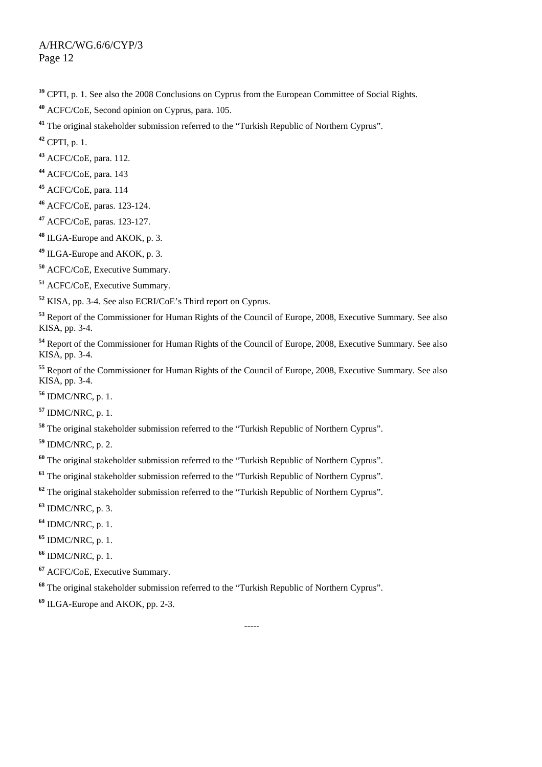[39] CPTI, p. 1. See also the 2008 Conclusions on Cyprus from the European Committee of Social Rights.

[40] ACFC/CoE, Second opinion on Cyprus, para. 105.

[41] The original stakeholder submission referred to the "Turkish Republic of Northern Cyprus".

[42] CPTI, p. 1.

[43] ACFC/CoE, para. 112.

[44] ACFC/CoE, para. 143

[45] ACFC/CoE, para. 114

[46] ACFC/CoE, paras. 123-124.

[47] ACFC/CoE, paras. 123-127.

[48] ILGA-Europe and AKOK, p. 3.

[49] ILGA-Europe and AKOK, p. 3.

[50] ACFC/CoE, Executive Summary.

[51] ACFC/CoE, Executive Summary.

[52] KISA, pp. 3-4. See also ECRI/CoE's Third report on Cyprus.

[53] Report of the Commissioner for Human Rights of the Council of Europe, 2008, Executive Summary. See also KISA, pp. 3-4.

[54] Report of the Commissioner for Human Rights of the Council of Europe, 2008, Executive Summary. See also KISA, pp. 3-4.

[55] Report of the Commissioner for Human Rights of the Council of Europe, 2008, Executive Summary. See also KISA, pp. 3-4.

[56] IDMC/NRC, p. 1.

[57] IDMC/NRC, p. 1.

[58] The original stakeholder submission referred to the "Turkish Republic of Northern Cyprus".

[59] IDMC/NRC, p. 2.

[60] The original stakeholder submission referred to the "Turkish Republic of Northern Cyprus".

[61] The original stakeholder submission referred to the "Turkish Republic of Northern Cyprus".

[62] The original stakeholder submission referred to the "Turkish Republic of Northern Cyprus".

[63] IDMC/NRC, p. 3.

[64] IDMC/NRC, p. 1.

[65] IDMC/NRC, p. 1.

[66] IDMC/NRC, p. 1.

[67] ACFC/CoE, Executive Summary.

[68] The original stakeholder submission referred to the "Turkish Republic of Northern Cyprus".

[69] ILGA-Europe and AKOK, pp. 2-3.

-----